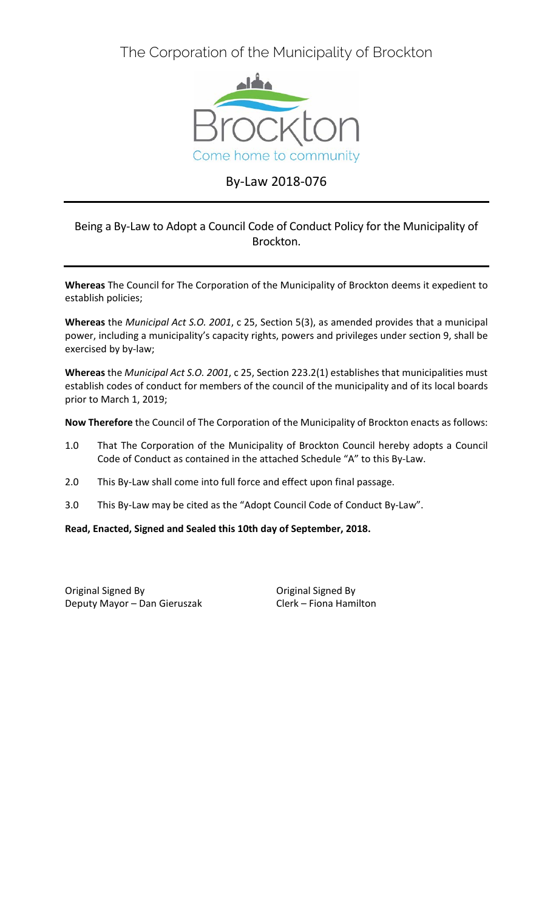# The Corporation of the Municipality of Brockton

Brockton
Come home to community

## By-Law 2018-076

Being a By-Law to Adopt a Council Code of Conduct Policy for the Municipality of Brockton.

**Whereas** The Council for The Corporation of the Municipality of Brockton deems it expedient to establish policies;

**Whereas** the *Municipal Act S.O. 2001*, c 25, Section 5(3), as amended provides that a municipal power, including a municipality's capacity rights, powers and privileges under section 9, shall be exercised by by-law;

**Whereas** the *Municipal Act S.O. 2001*, c 25, Section 223.2(1) establishes that municipalities must establish codes of conduct for members of the council of the municipality and of its local boards prior to March 1, 2019;

**Now Therefore** the Council of The Corporation of the Municipality of Brockton enacts as follows:

1.0 That The Corporation of the Municipality of Brockton Council hereby adopts a Council Code of Conduct as contained in the attached Schedule "A" to this By-Law.

2.0 This By-Law shall come into full force and effect upon final passage.

3.0 This By-Law may be cited as the "Adopt Council Code of Conduct By-Law".

**Read, Enacted, Signed and Sealed this 10th day of September, 2018.**

Original Signed By
Deputy Mayor – Dan Gieruszak

Original Signed By
Clerk – Fiona Hamilton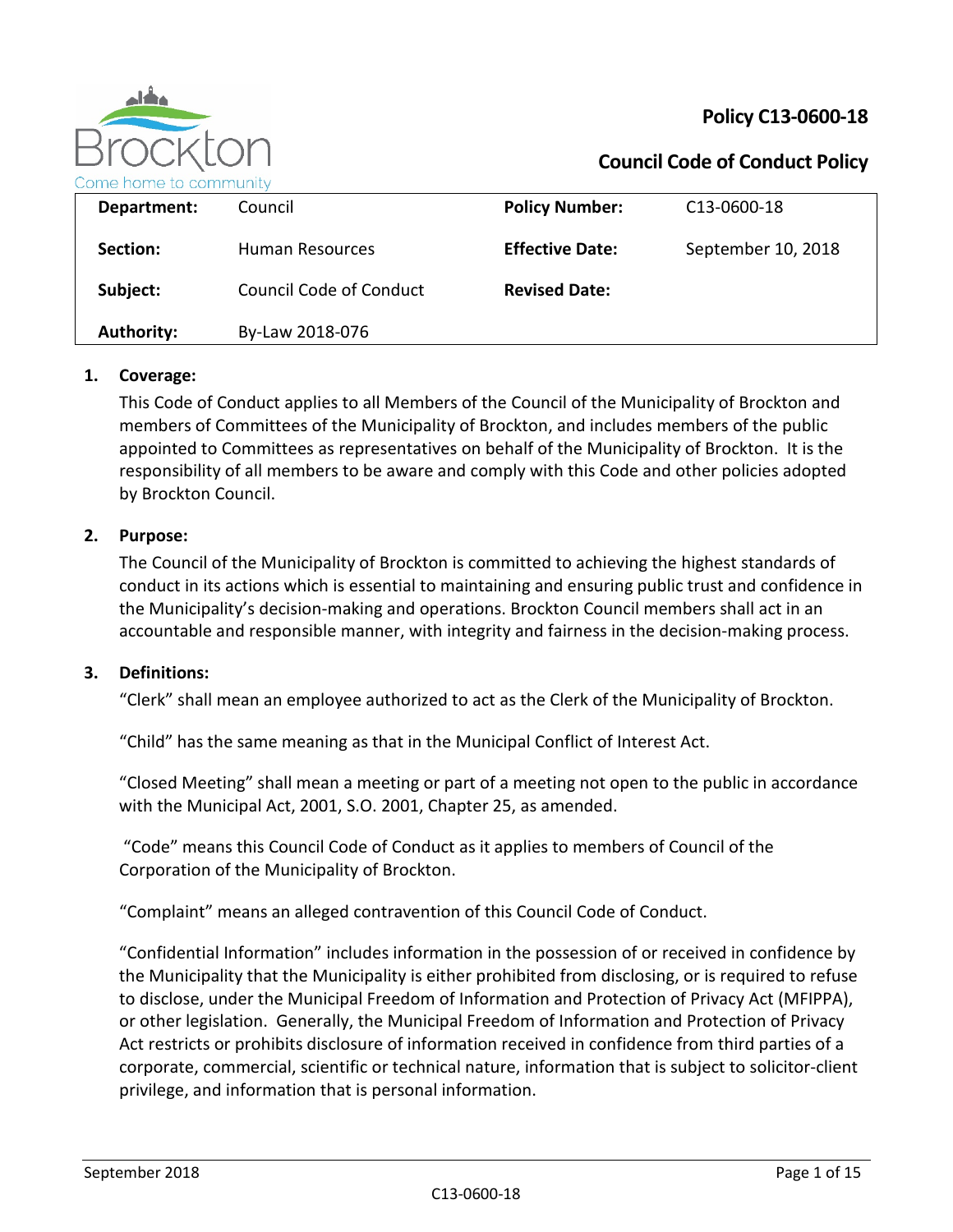**Policy C13-0600-18**

**Council Code of Conduct Policy**

| **Department:** | Council | **Policy Number:** | C13-0600-18 |
|---|---|---|---|
| **Section:** | Human Resources | **Effective Date:** | September 10, 2018 |
| **Subject:** | Council Code of Conduct | **Revised Date:** | |
| **Authority:** | By-Law 2018-076 | | |

## 1. Coverage:

This Code of Conduct applies to all Members of the Council of the Municipality of Brockton and members of Committees of the Municipality of Brockton, and includes members of the public appointed to Committees as representatives on behalf of the Municipality of Brockton. It is the responsibility of all members to be aware and comply with this Code and other policies adopted by Brockton Council.

## 2. Purpose:

The Council of the Municipality of Brockton is committed to achieving the highest standards of conduct in its actions which is essential to maintaining and ensuring public trust and confidence in the Municipality's decision-making and operations. Brockton Council members shall act in an accountable and responsible manner, with integrity and fairness in the decision-making process.

## 3. Definitions:

"Clerk" shall mean an employee authorized to act as the Clerk of the Municipality of Brockton.

"Child" has the same meaning as that in the Municipal Conflict of Interest Act.

"Closed Meeting" shall mean a meeting or part of a meeting not open to the public in accordance with the Municipal Act, 2001, S.O. 2001, Chapter 25, as amended.

"Code" means this Council Code of Conduct as it applies to members of Council of the Corporation of the Municipality of Brockton.

"Complaint" means an alleged contravention of this Council Code of Conduct.

"Confidential Information" includes information in the possession of or received in confidence by the Municipality that the Municipality is either prohibited from disclosing, or is required to refuse to disclose, under the Municipal Freedom of Information and Protection of Privacy Act (MFIPPA), or other legislation. Generally, the Municipal Freedom of Information and Protection of Privacy Act restricts or prohibits disclosure of information received in confidence from third parties of a corporate, commercial, scientific or technical nature, information that is subject to solicitor-client privilege, and information that is personal information.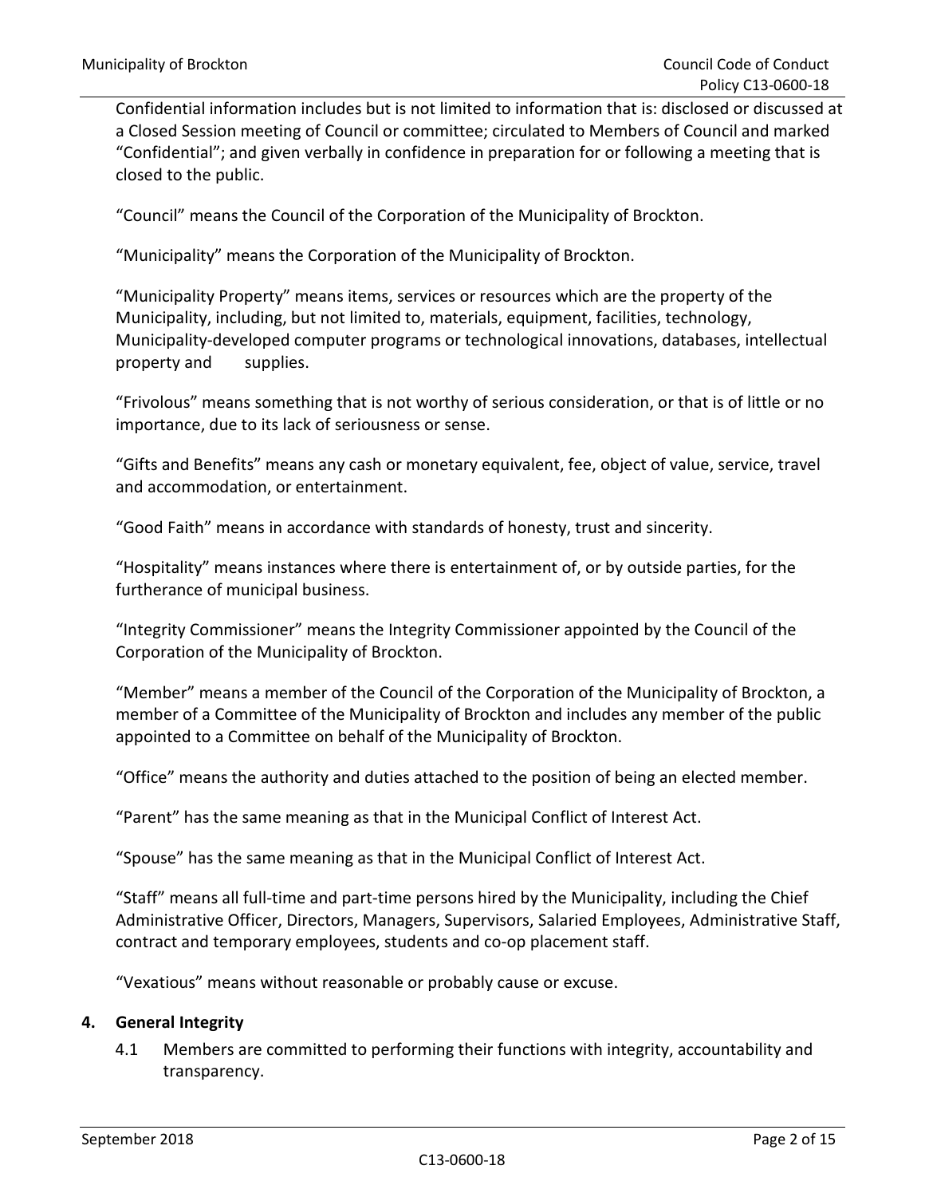Confidential information includes but is not limited to information that is: disclosed or discussed at a Closed Session meeting of Council or committee; circulated to Members of Council and marked "Confidential"; and given verbally in confidence in preparation for or following a meeting that is closed to the public.

"Council" means the Council of the Corporation of the Municipality of Brockton.

"Municipality" means the Corporation of the Municipality of Brockton.

"Municipality Property" means items, services or resources which are the property of the Municipality, including, but not limited to, materials, equipment, facilities, technology, Municipality-developed computer programs or technological innovations, databases, intellectual property and supplies.

"Frivolous" means something that is not worthy of serious consideration, or that is of little or no importance, due to its lack of seriousness or sense.

"Gifts and Benefits" means any cash or monetary equivalent, fee, object of value, service, travel and accommodation, or entertainment.

"Good Faith" means in accordance with standards of honesty, trust and sincerity.

"Hospitality" means instances where there is entertainment of, or by outside parties, for the furtherance of municipal business.

"Integrity Commissioner" means the Integrity Commissioner appointed by the Council of the Corporation of the Municipality of Brockton.

"Member" means a member of the Council of the Corporation of the Municipality of Brockton, a member of a Committee of the Municipality of Brockton and includes any member of the public appointed to a Committee on behalf of the Municipality of Brockton.

"Office" means the authority and duties attached to the position of being an elected member.

"Parent" has the same meaning as that in the Municipal Conflict of Interest Act.

"Spouse" has the same meaning as that in the Municipal Conflict of Interest Act.

"Staff" means all full-time and part-time persons hired by the Municipality, including the Chief Administrative Officer, Directors, Managers, Supervisors, Salaried Employees, Administrative Staff, contract and temporary employees, students and co-op placement staff.

"Vexatious" means without reasonable or probably cause or excuse.

## 4. General Integrity

4.1 Members are committed to performing their functions with integrity, accountability and transparency.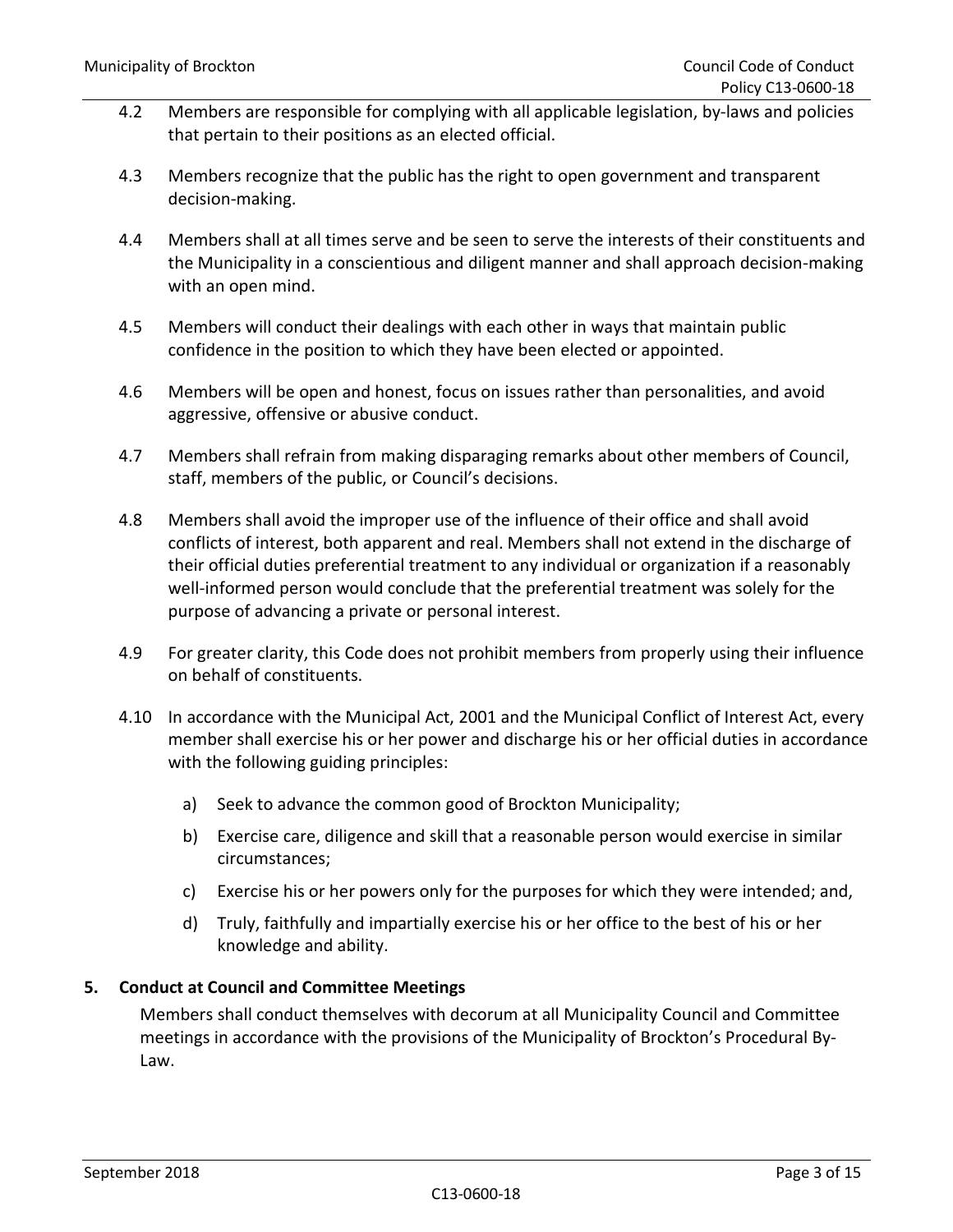4.2 Members are responsible for complying with all applicable legislation, by-laws and policies that pertain to their positions as an elected official.

4.3 Members recognize that the public has the right to open government and transparent decision-making.

4.4 Members shall at all times serve and be seen to serve the interests of their constituents and the Municipality in a conscientious and diligent manner and shall approach decision-making with an open mind.

4.5 Members will conduct their dealings with each other in ways that maintain public confidence in the position to which they have been elected or appointed.

4.6 Members will be open and honest, focus on issues rather than personalities, and avoid aggressive, offensive or abusive conduct.

4.7 Members shall refrain from making disparaging remarks about other members of Council, staff, members of the public, or Council's decisions.

4.8 Members shall avoid the improper use of the influence of their office and shall avoid conflicts of interest, both apparent and real. Members shall not extend in the discharge of their official duties preferential treatment to any individual or organization if a reasonably well-informed person would conclude that the preferential treatment was solely for the purpose of advancing a private or personal interest.

4.9 For greater clarity, this Code does not prohibit members from properly using their influence on behalf of constituents.

4.10 In accordance with the Municipal Act, 2001 and the Municipal Conflict of Interest Act, every member shall exercise his or her power and discharge his or her official duties in accordance with the following guiding principles:

a) Seek to advance the common good of Brockton Municipality;

b) Exercise care, diligence and skill that a reasonable person would exercise in similar circumstances;

c) Exercise his or her powers only for the purposes for which they were intended; and,

d) Truly, faithfully and impartially exercise his or her office to the best of his or her knowledge and ability.

## 5. Conduct at Council and Committee Meetings

Members shall conduct themselves with decorum at all Municipality Council and Committee meetings in accordance with the provisions of the Municipality of Brockton's Procedural By-Law.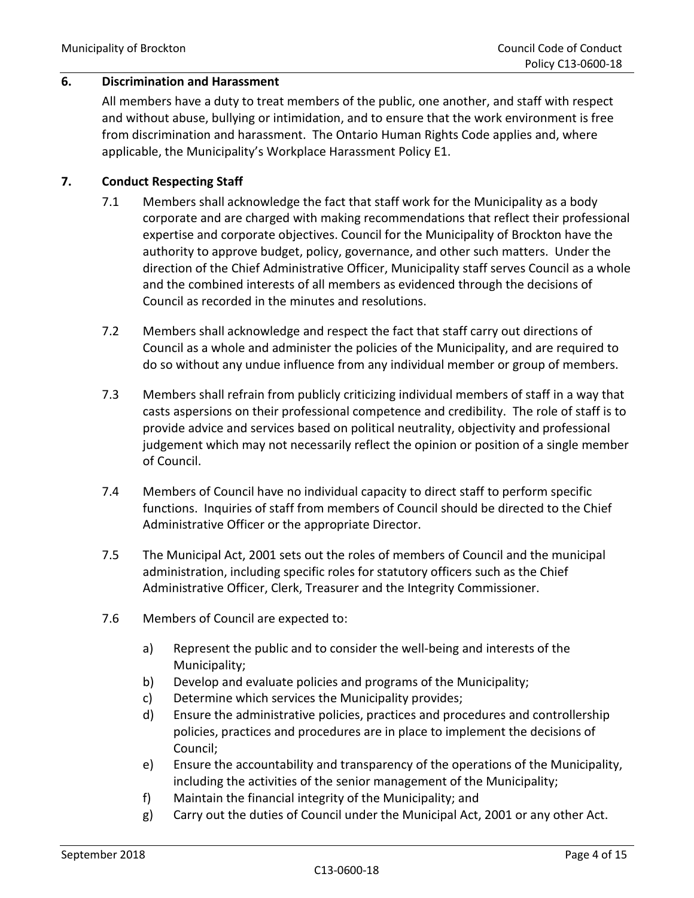## 6. Discrimination and Harassment

All members have a duty to treat members of the public, one another, and staff with respect and without abuse, bullying or intimidation, and to ensure that the work environment is free from discrimination and harassment. The Ontario Human Rights Code applies and, where applicable, the Municipality's Workplace Harassment Policy E1.

## 7. Conduct Respecting Staff

7.1 Members shall acknowledge the fact that staff work for the Municipality as a body corporate and are charged with making recommendations that reflect their professional expertise and corporate objectives. Council for the Municipality of Brockton have the authority to approve budget, policy, governance, and other such matters. Under the direction of the Chief Administrative Officer, Municipality staff serves Council as a whole and the combined interests of all members as evidenced through the decisions of Council as recorded in the minutes and resolutions.

7.2 Members shall acknowledge and respect the fact that staff carry out directions of Council as a whole and administer the policies of the Municipality, and are required to do so without any undue influence from any individual member or group of members.

7.3 Members shall refrain from publicly criticizing individual members of staff in a way that casts aspersions on their professional competence and credibility. The role of staff is to provide advice and services based on political neutrality, objectivity and professional judgement which may not necessarily reflect the opinion or position of a single member of Council.

7.4 Members of Council have no individual capacity to direct staff to perform specific functions. Inquiries of staff from members of Council should be directed to the Chief Administrative Officer or the appropriate Director.

7.5 The Municipal Act, 2001 sets out the roles of members of Council and the municipal administration, including specific roles for statutory officers such as the Chief Administrative Officer, Clerk, Treasurer and the Integrity Commissioner.

7.6 Members of Council are expected to:

a) Represent the public and to consider the well-being and interests of the Municipality;
b) Develop and evaluate policies and programs of the Municipality;
c) Determine which services the Municipality provides;
d) Ensure the administrative policies, practices and procedures and controllership policies, practices and procedures are in place to implement the decisions of Council;
e) Ensure the accountability and transparency of the operations of the Municipality, including the activities of the senior management of the Municipality;
f) Maintain the financial integrity of the Municipality; and
g) Carry out the duties of Council under the Municipal Act, 2001 or any other Act.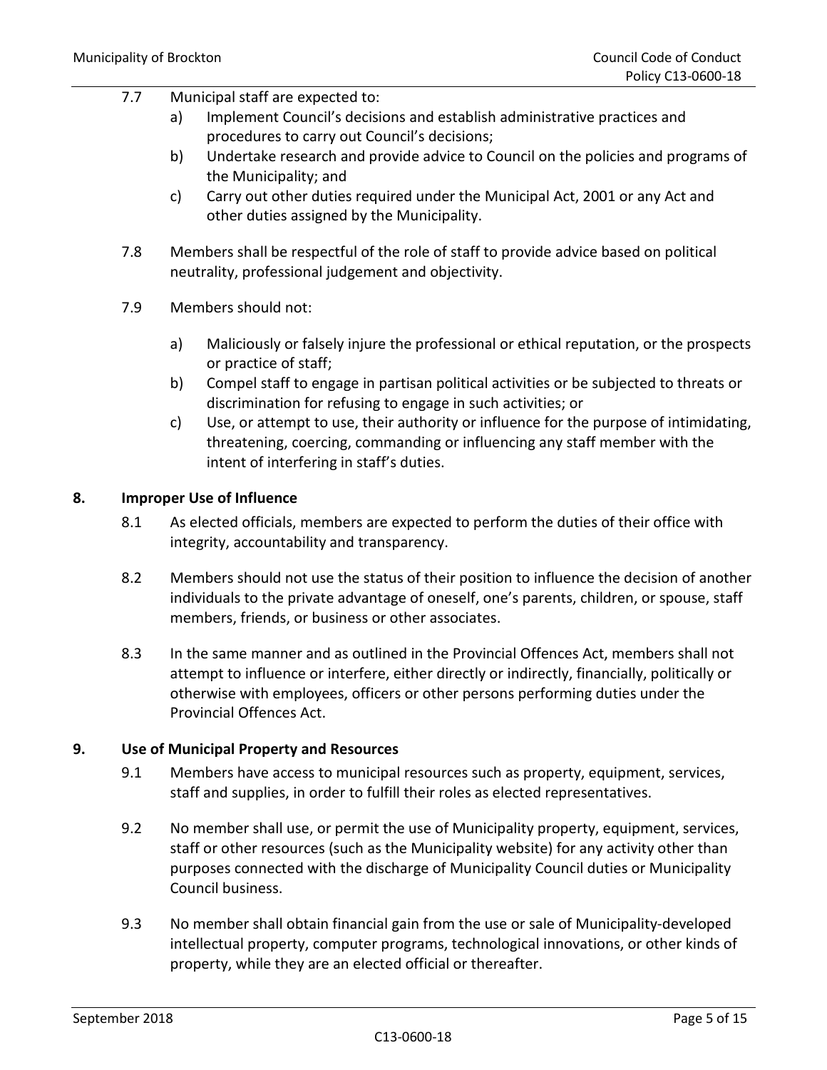7.7 Municipal staff are expected to:

   a) Implement Council's decisions and establish administrative practices and procedures to carry out Council's decisions;
   b) Undertake research and provide advice to Council on the policies and programs of the Municipality; and
   c) Carry out other duties required under the Municipal Act, 2001 or any Act and other duties assigned by the Municipality.

7.8 Members shall be respectful of the role of staff to provide advice based on political neutrality, professional judgement and objectivity.

7.9 Members should not:

   a) Maliciously or falsely injure the professional or ethical reputation, or the prospects or practice of staff;
   b) Compel staff to engage in partisan political activities or be subjected to threats or discrimination for refusing to engage in such activities; or
   c) Use, or attempt to use, their authority or influence for the purpose of intimidating, threatening, coercing, commanding or influencing any staff member with the intent of interfering in staff's duties.

## 8. Improper Use of Influence

8.1 As elected officials, members are expected to perform the duties of their office with integrity, accountability and transparency.

8.2 Members should not use the status of their position to influence the decision of another individuals to the private advantage of oneself, one's parents, children, or spouse, staff members, friends, or business or other associates.

8.3 In the same manner and as outlined in the Provincial Offences Act, members shall not attempt to influence or interfere, either directly or indirectly, financially, politically or otherwise with employees, officers or other persons performing duties under the Provincial Offences Act.

## 9. Use of Municipal Property and Resources

9.1 Members have access to municipal resources such as property, equipment, services, staff and supplies, in order to fulfill their roles as elected representatives.

9.2 No member shall use, or permit the use of Municipality property, equipment, services, staff or other resources (such as the Municipality website) for any activity other than purposes connected with the discharge of Municipality Council duties or Municipality Council business.

9.3 No member shall obtain financial gain from the use or sale of Municipality-developed intellectual property, computer programs, technological innovations, or other kinds of property, while they are an elected official or thereafter.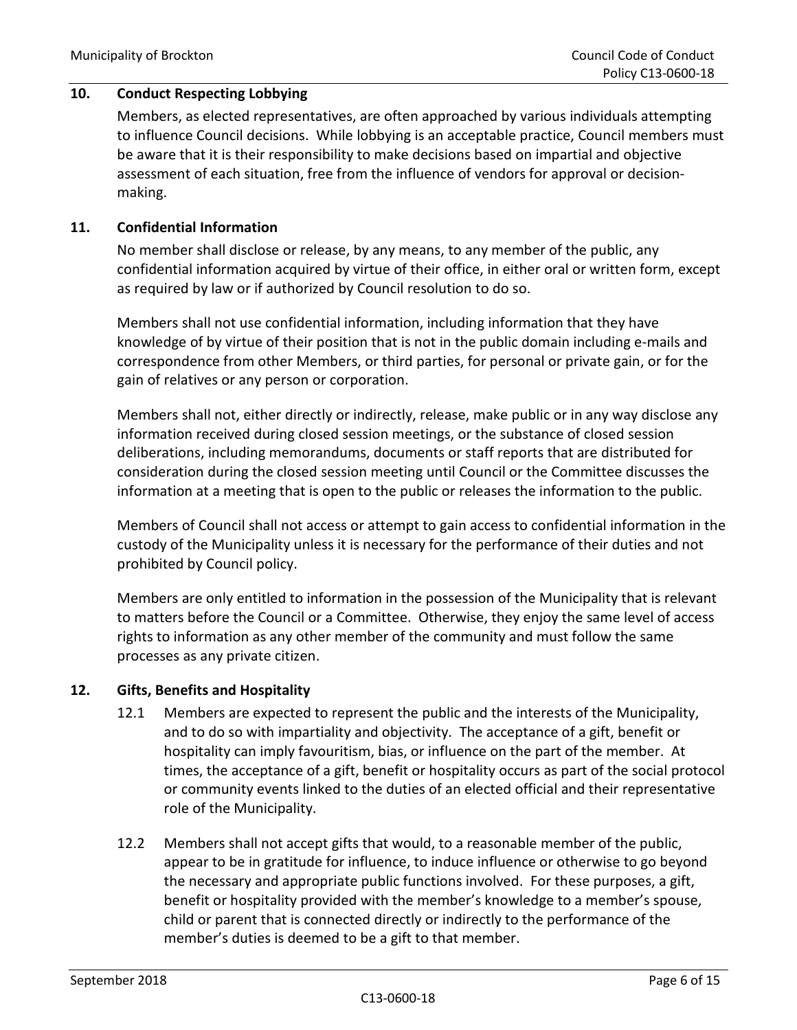## 10. Conduct Respecting Lobbying

Members, as elected representatives, are often approached by various individuals attempting to influence Council decisions. While lobbying is an acceptable practice, Council members must be aware that it is their responsibility to make decisions based on impartial and objective assessment of each situation, free from the influence of vendors for approval or decision-making.

## 11. Confidential Information

No member shall disclose or release, by any means, to any member of the public, any confidential information acquired by virtue of their office, in either oral or written form, except as required by law or if authorized by Council resolution to do so.

Members shall not use confidential information, including information that they have knowledge of by virtue of their position that is not in the public domain including e-mails and correspondence from other Members, or third parties, for personal or private gain, or for the gain of relatives or any person or corporation.

Members shall not, either directly or indirectly, release, make public or in any way disclose any information received during closed session meetings, or the substance of closed session deliberations, including memorandums, documents or staff reports that are distributed for consideration during the closed session meeting until Council or the Committee discusses the information at a meeting that is open to the public or releases the information to the public.

Members of Council shall not access or attempt to gain access to confidential information in the custody of the Municipality unless it is necessary for the performance of their duties and not prohibited by Council policy.

Members are only entitled to information in the possession of the Municipality that is relevant to matters before the Council or a Committee. Otherwise, they enjoy the same level of access rights to information as any other member of the community and must follow the same processes as any private citizen.

## 12. Gifts, Benefits and Hospitality

12.1 Members are expected to represent the public and the interests of the Municipality, and to do so with impartiality and objectivity. The acceptance of a gift, benefit or hospitality can imply favouritism, bias, or influence on the part of the member. At times, the acceptance of a gift, benefit or hospitality occurs as part of the social protocol or community events linked to the duties of an elected official and their representative role of the Municipality.

12.2 Members shall not accept gifts that would, to a reasonable member of the public, appear to be in gratitude for influence, to induce influence or otherwise to go beyond the necessary and appropriate public functions involved. For these purposes, a gift, benefit or hospitality provided with the member's knowledge to a member's spouse, child or parent that is connected directly or indirectly to the performance of the member's duties is deemed to be a gift to that member.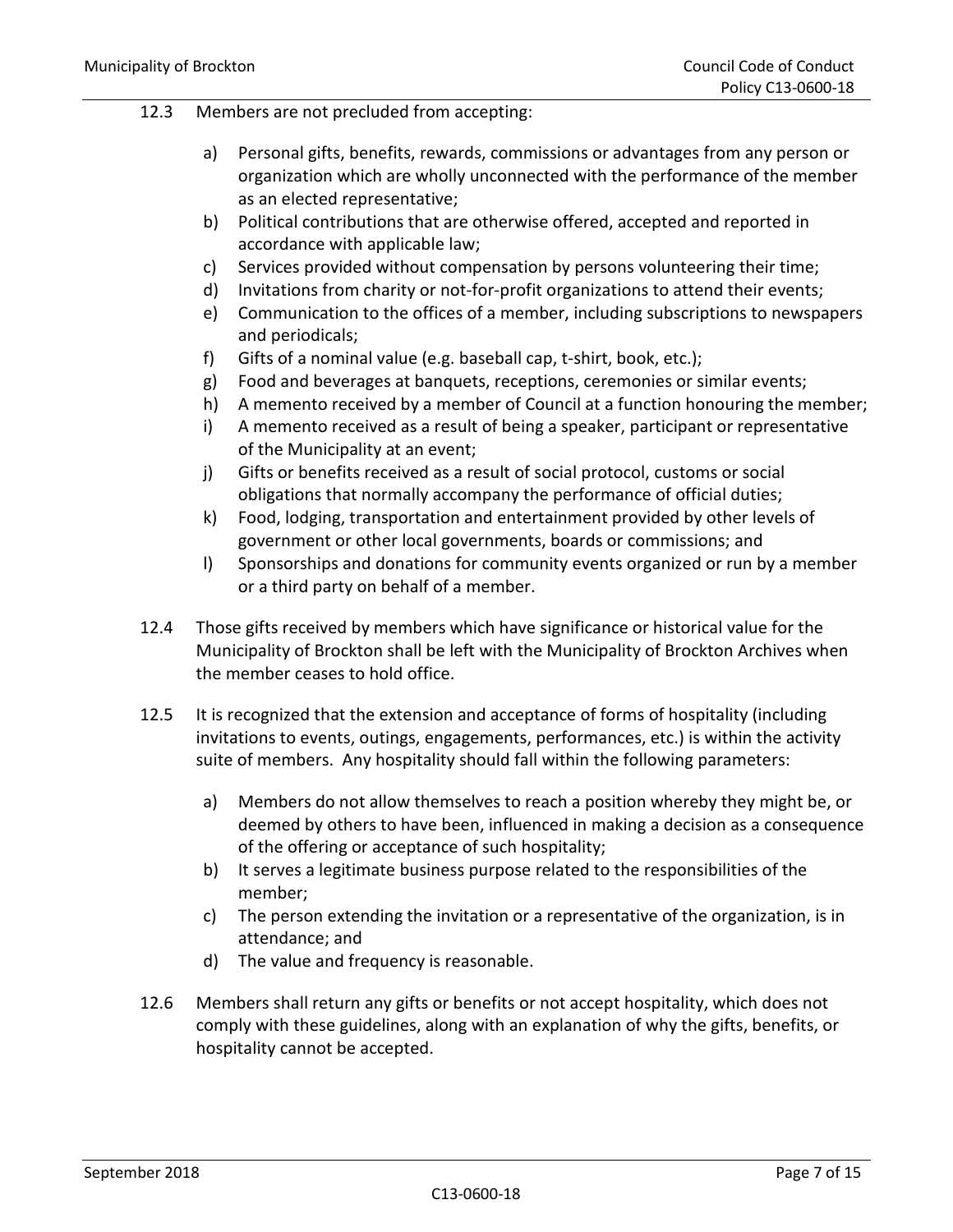12.3 Members are not precluded from accepting:

a) Personal gifts, benefits, rewards, commissions or advantages from any person or organization which are wholly unconnected with the performance of the member as an elected representative;
b) Political contributions that are otherwise offered, accepted and reported in accordance with applicable law;
c) Services provided without compensation by persons volunteering their time;
d) Invitations from charity or not-for-profit organizations to attend their events;
e) Communication to the offices of a member, including subscriptions to newspapers and periodicals;
f) Gifts of a nominal value (e.g. baseball cap, t-shirt, book, etc.);
g) Food and beverages at banquets, receptions, ceremonies or similar events;
h) A memento received by a member of Council at a function honouring the member;
i) A memento received as a result of being a speaker, participant or representative of the Municipality at an event;
j) Gifts or benefits received as a result of social protocol, customs or social obligations that normally accompany the performance of official duties;
k) Food, lodging, transportation and entertainment provided by other levels of government or other local governments, boards or commissions; and
l) Sponsorships and donations for community events organized or run by a member or a third party on behalf of a member.

12.4 Those gifts received by members which have significance or historical value for the Municipality of Brockton shall be left with the Municipality of Brockton Archives when the member ceases to hold office.

12.5 It is recognized that the extension and acceptance of forms of hospitality (including invitations to events, outings, engagements, performances, etc.) is within the activity suite of members. Any hospitality should fall within the following parameters:

a) Members do not allow themselves to reach a position whereby they might be, or deemed by others to have been, influenced in making a decision as a consequence of the offering or acceptance of such hospitality;
b) It serves a legitimate business purpose related to the responsibilities of the member;
c) The person extending the invitation or a representative of the organization, is in attendance; and
d) The value and frequency is reasonable.

12.6 Members shall return any gifts or benefits or not accept hospitality, which does not comply with these guidelines, along with an explanation of why the gifts, benefits, or hospitality cannot be accepted.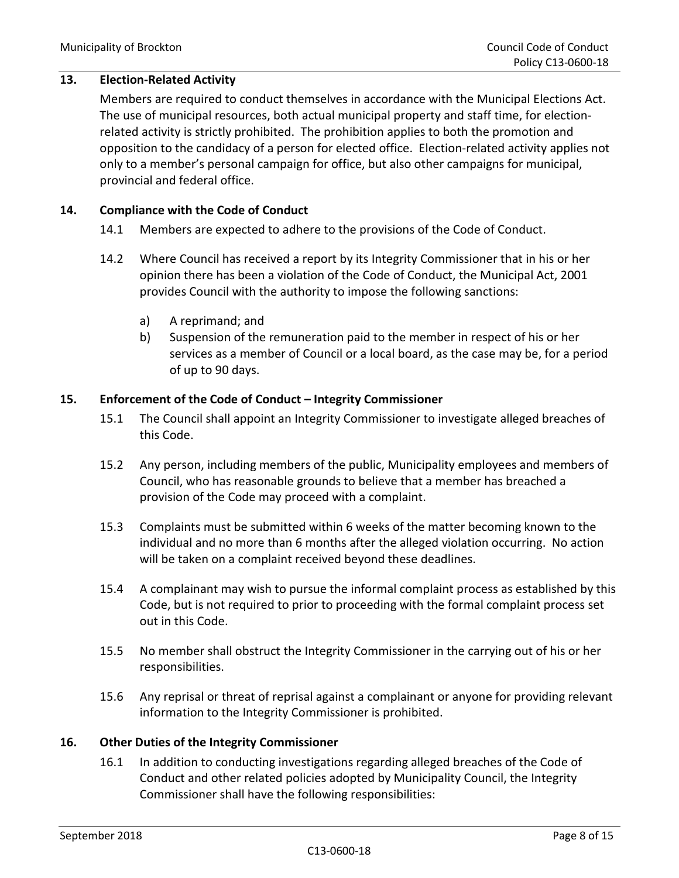## 13. Election-Related Activity

Members are required to conduct themselves in accordance with the Municipal Elections Act. The use of municipal resources, both actual municipal property and staff time, for election-related activity is strictly prohibited. The prohibition applies to both the promotion and opposition to the candidacy of a person for elected office. Election-related activity applies not only to a member's personal campaign for office, but also other campaigns for municipal, provincial and federal office.

## 14. Compliance with the Code of Conduct

14.1 Members are expected to adhere to the provisions of the Code of Conduct.

14.2 Where Council has received a report by its Integrity Commissioner that in his or her opinion there has been a violation of the Code of Conduct, the Municipal Act, 2001 provides Council with the authority to impose the following sanctions:

- a) A reprimand; and
- b) Suspension of the remuneration paid to the member in respect of his or her services as a member of Council or a local board, as the case may be, for a period of up to 90 days.

## 15. Enforcement of the Code of Conduct – Integrity Commissioner

15.1 The Council shall appoint an Integrity Commissioner to investigate alleged breaches of this Code.

15.2 Any person, including members of the public, Municipality employees and members of Council, who has reasonable grounds to believe that a member has breached a provision of the Code may proceed with a complaint.

15.3 Complaints must be submitted within 6 weeks of the matter becoming known to the individual and no more than 6 months after the alleged violation occurring. No action will be taken on a complaint received beyond these deadlines.

15.4 A complainant may wish to pursue the informal complaint process as established by this Code, but is not required to prior to proceeding with the formal complaint process set out in this Code.

15.5 No member shall obstruct the Integrity Commissioner in the carrying out of his or her responsibilities.

15.6 Any reprisal or threat of reprisal against a complainant or anyone for providing relevant information to the Integrity Commissioner is prohibited.

## 16. Other Duties of the Integrity Commissioner

16.1 In addition to conducting investigations regarding alleged breaches of the Code of Conduct and other related policies adopted by Municipality Council, the Integrity Commissioner shall have the following responsibilities: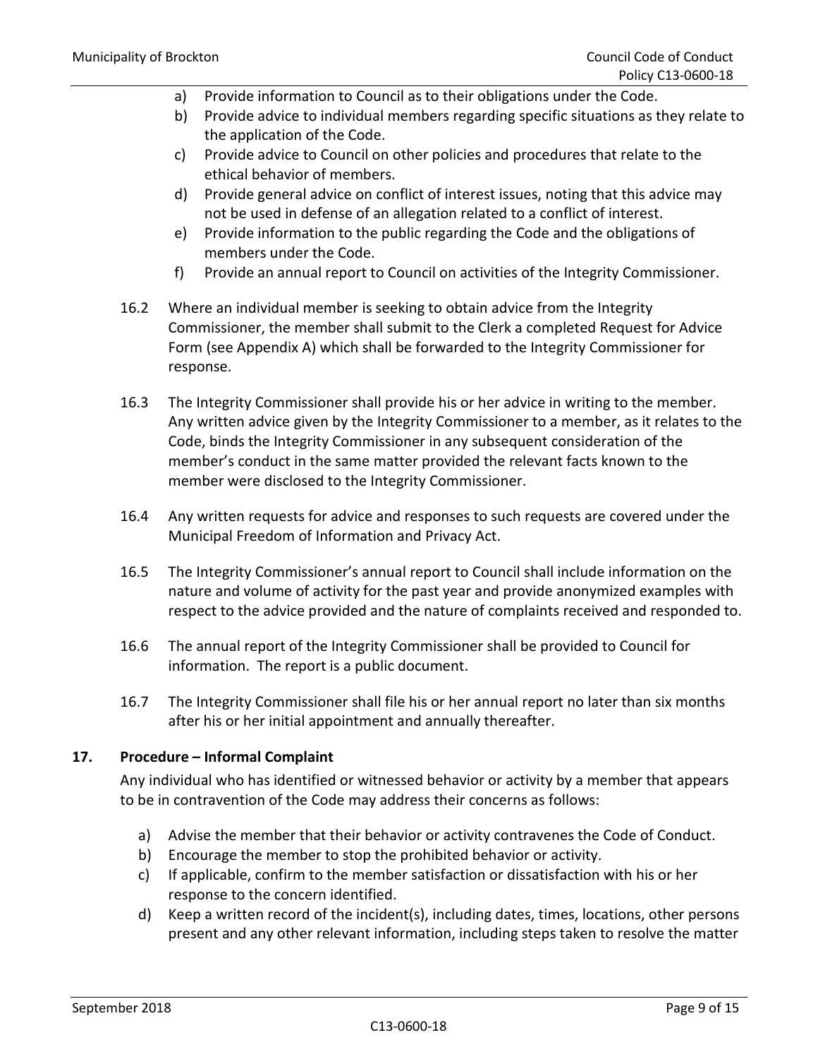a) Provide information to Council as to their obligations under the Code.
b) Provide advice to individual members regarding specific situations as they relate to the application of the Code.
c) Provide advice to Council on other policies and procedures that relate to the ethical behavior of members.
d) Provide general advice on conflict of interest issues, noting that this advice may not be used in defense of an allegation related to a conflict of interest.
e) Provide information to the public regarding the Code and the obligations of members under the Code.
f) Provide an annual report to Council on activities of the Integrity Commissioner.

16.2 Where an individual member is seeking to obtain advice from the Integrity Commissioner, the member shall submit to the Clerk a completed Request for Advice Form (see Appendix A) which shall be forwarded to the Integrity Commissioner for response.

16.3 The Integrity Commissioner shall provide his or her advice in writing to the member. Any written advice given by the Integrity Commissioner to a member, as it relates to the Code, binds the Integrity Commissioner in any subsequent consideration of the member's conduct in the same matter provided the relevant facts known to the member were disclosed to the Integrity Commissioner.

16.4 Any written requests for advice and responses to such requests are covered under the Municipal Freedom of Information and Privacy Act.

16.5 The Integrity Commissioner's annual report to Council shall include information on the nature and volume of activity for the past year and provide anonymized examples with respect to the advice provided and the nature of complaints received and responded to.

16.6 The annual report of the Integrity Commissioner shall be provided to Council for information. The report is a public document.

16.7 The Integrity Commissioner shall file his or her annual report no later than six months after his or her initial appointment and annually thereafter.

## 17. Procedure – Informal Complaint

Any individual who has identified or witnessed behavior or activity by a member that appears to be in contravention of the Code may address their concerns as follows:

a) Advise the member that their behavior or activity contravenes the Code of Conduct.
b) Encourage the member to stop the prohibited behavior or activity.
c) If applicable, confirm to the member satisfaction or dissatisfaction with his or her response to the concern identified.
d) Keep a written record of the incident(s), including dates, times, locations, other persons present and any other relevant information, including steps taken to resolve the matter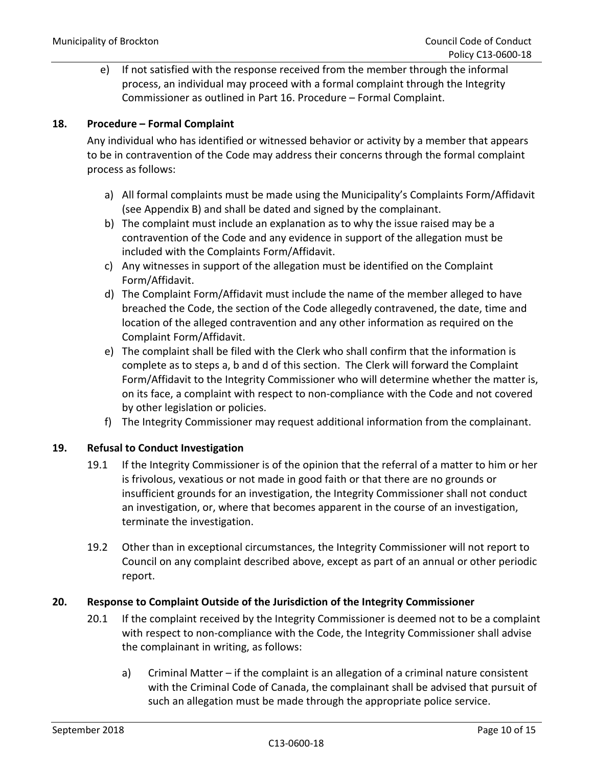e) If not satisfied with the response received from the member through the informal process, an individual may proceed with a formal complaint through the Integrity Commissioner as outlined in Part 16. Procedure – Formal Complaint.

## 18. Procedure – Formal Complaint

Any individual who has identified or witnessed behavior or activity by a member that appears to be in contravention of the Code may address their concerns through the formal complaint process as follows:

a) All formal complaints must be made using the Municipality's Complaints Form/Affidavit (see Appendix B) and shall be dated and signed by the complainant.
b) The complaint must include an explanation as to why the issue raised may be a contravention of the Code and any evidence in support of the allegation must be included with the Complaints Form/Affidavit.
c) Any witnesses in support of the allegation must be identified on the Complaint Form/Affidavit.
d) The Complaint Form/Affidavit must include the name of the member alleged to have breached the Code, the section of the Code allegedly contravened, the date, time and location of the alleged contravention and any other information as required on the Complaint Form/Affidavit.
e) The complaint shall be filed with the Clerk who shall confirm that the information is complete as to steps a, b and d of this section. The Clerk will forward the Complaint Form/Affidavit to the Integrity Commissioner who will determine whether the matter is, on its face, a complaint with respect to non-compliance with the Code and not covered by other legislation or policies.
f) The Integrity Commissioner may request additional information from the complainant.

## 19. Refusal to Conduct Investigation

19.1 If the Integrity Commissioner is of the opinion that the referral of a matter to him or her is frivolous, vexatious or not made in good faith or that there are no grounds or insufficient grounds for an investigation, the Integrity Commissioner shall not conduct an investigation, or, where that becomes apparent in the course of an investigation, terminate the investigation.

19.2 Other than in exceptional circumstances, the Integrity Commissioner will not report to Council on any complaint described above, except as part of an annual or other periodic report.

## 20. Response to Complaint Outside of the Jurisdiction of the Integrity Commissioner

20.1 If the complaint received by the Integrity Commissioner is deemed not to be a complaint with respect to non-compliance with the Code, the Integrity Commissioner shall advise the complainant in writing, as follows:

a) Criminal Matter – if the complaint is an allegation of a criminal nature consistent with the Criminal Code of Canada, the complainant shall be advised that pursuit of such an allegation must be made through the appropriate police service.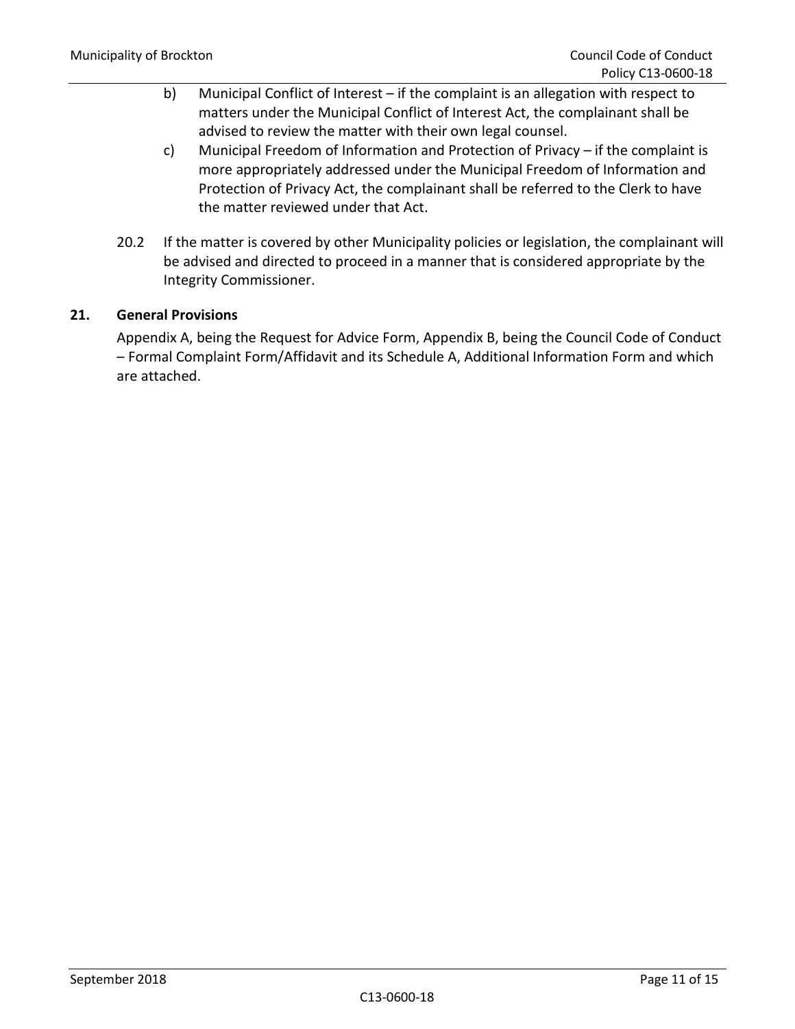b) Municipal Conflict of Interest – if the complaint is an allegation with respect to matters under the Municipal Conflict of Interest Act, the complainant shall be advised to review the matter with their own legal counsel.

c) Municipal Freedom of Information and Protection of Privacy – if the complaint is more appropriately addressed under the Municipal Freedom of Information and Protection of Privacy Act, the complainant shall be referred to the Clerk to have the matter reviewed under that Act.

20.2 If the matter is covered by other Municipality policies or legislation, the complainant will be advised and directed to proceed in a manner that is considered appropriate by the Integrity Commissioner.

## 21. General Provisions

Appendix A, being the Request for Advice Form, Appendix B, being the Council Code of Conduct – Formal Complaint Form/Affidavit and its Schedule A, Additional Information Form and which are attached.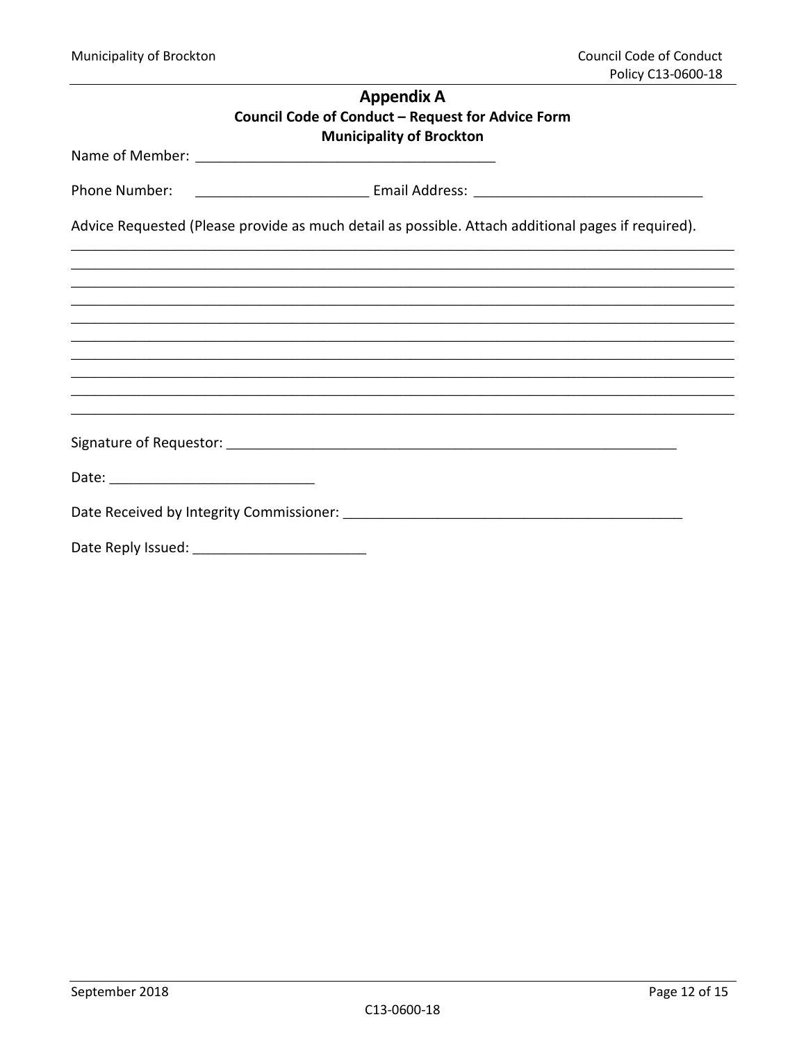# Appendix A

## Council Code of Conduct – Request for Advice Form

## Municipality of Brockton

Name of Member: ______________________________________

Phone Number: ______________________ Email Address: _____________________________

Advice Requested (Please provide as much detail as possible. Attach additional pages if required).

_____________________________________________________________________________________

_____________________________________________________________________________________

_____________________________________________________________________________________

_____________________________________________________________________________________

_____________________________________________________________________________________

_____________________________________________________________________________________

_____________________________________________________________________________________

_____________________________________________________________________________________

_____________________________________________________________________________________

_____________________________________________________________________________________

Signature of Requestor: ___________________________________________________________

Date: __________________________

Date Received by Integrity Commissioner: ____________________________________________

Date Reply Issued: ______________________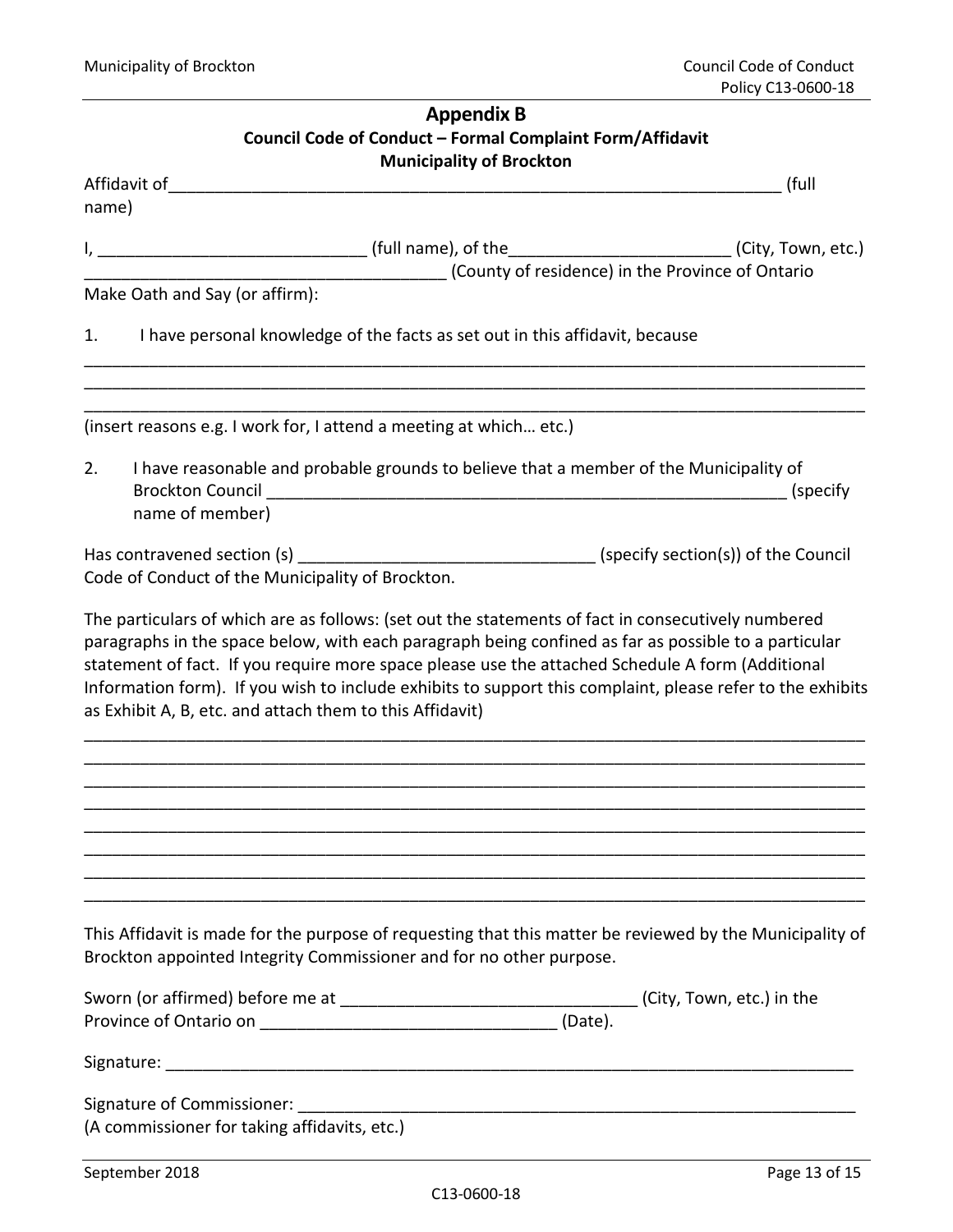## Appendix B

### Council Code of Conduct – Formal Complaint Form/Affidavit

### Municipality of Brockton

Affidavit of_____________________________________________________________________ (full name)

I, ____________________________ (full name), of the_______________________ (City, Town, etc.) ______________________________________ (County of residence) in the Province of Ontario

Make Oath and Say (or affirm):

1. I have personal knowledge of the facts as set out in this affidavit, because

_______________________________________________________________________________________

_______________________________________________________________________________________

_______________________________________________________________________________________

(insert reasons e.g. I work for, I attend a meeting at which… etc.)

2. I have reasonable and probable grounds to believe that a member of the Municipality of Brockton Council _________________________________________________________ (specify name of member)

Has contravened section (s) _______________________________ (specify section(s)) of the Council Code of Conduct of the Municipality of Brockton.

The particulars of which are as follows: (set out the statements of fact in consecutively numbered paragraphs in the space below, with each paragraph being confined as far as possible to a particular statement of fact. If you require more space please use the attached Schedule A form (Additional Information form). If you wish to include exhibits to support this complaint, please refer to the exhibits as Exhibit A, B, etc. and attach them to this Affidavit)

_______________________________________________________________________________________

_______________________________________________________________________________________

_______________________________________________________________________________________

_______________________________________________________________________________________

_______________________________________________________________________________________

_______________________________________________________________________________________

_______________________________________________________________________________________

_______________________________________________________________________________________

This Affidavit is made for the purpose of requesting that this matter be reviewed by the Municipality of Brockton appointed Integrity Commissioner and for no other purpose.

Sworn (or affirmed) before me at _______________________________ (City, Town, etc.) in the Province of Ontario on _______________________________ (Date).

Signature: ___________________________________________________________________________

Signature of Commissioner: ____________________________________________________________

(A commissioner for taking affidavits, etc.)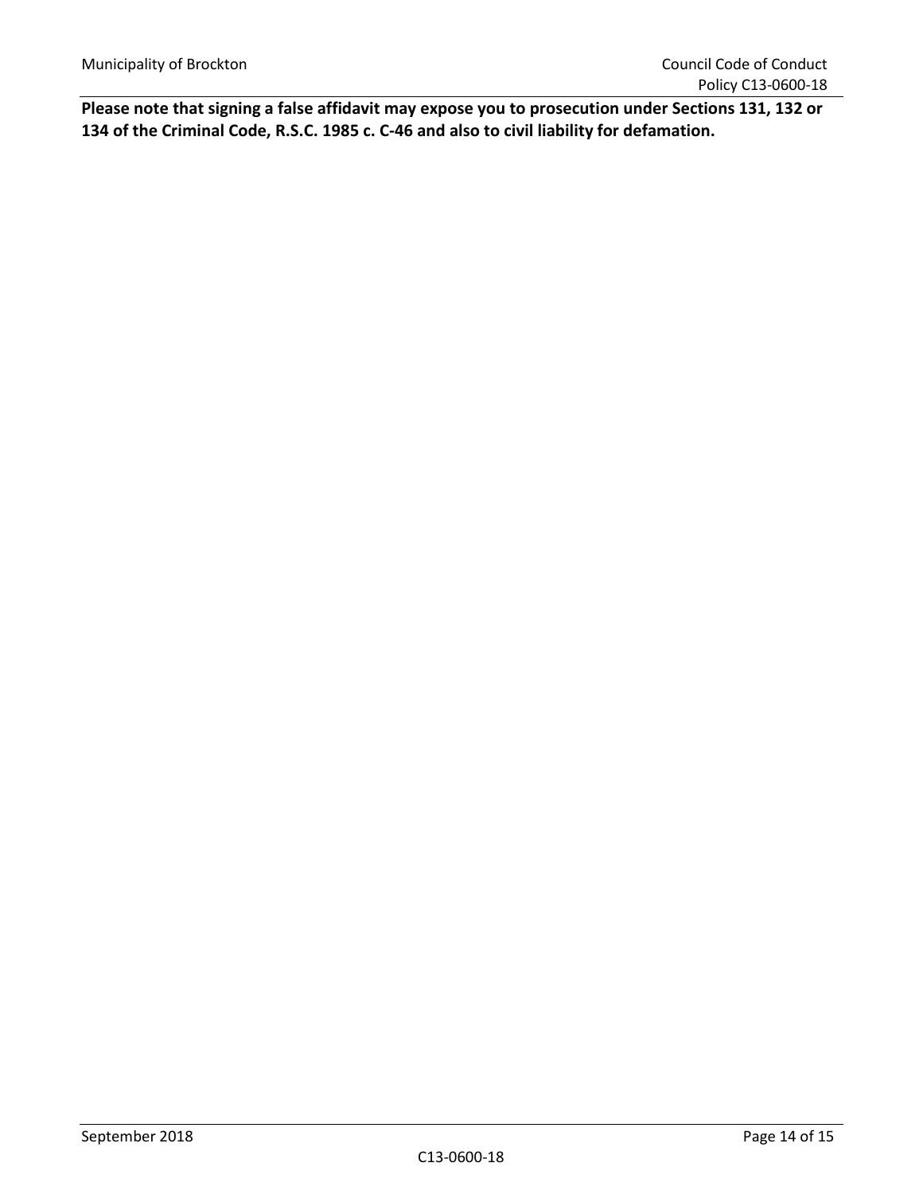**Please note that signing a false affidavit may expose you to prosecution under Sections 131, 132 or 134 of the Criminal Code, R.S.C. 1985 c. C-46 and also to civil liability for defamation.**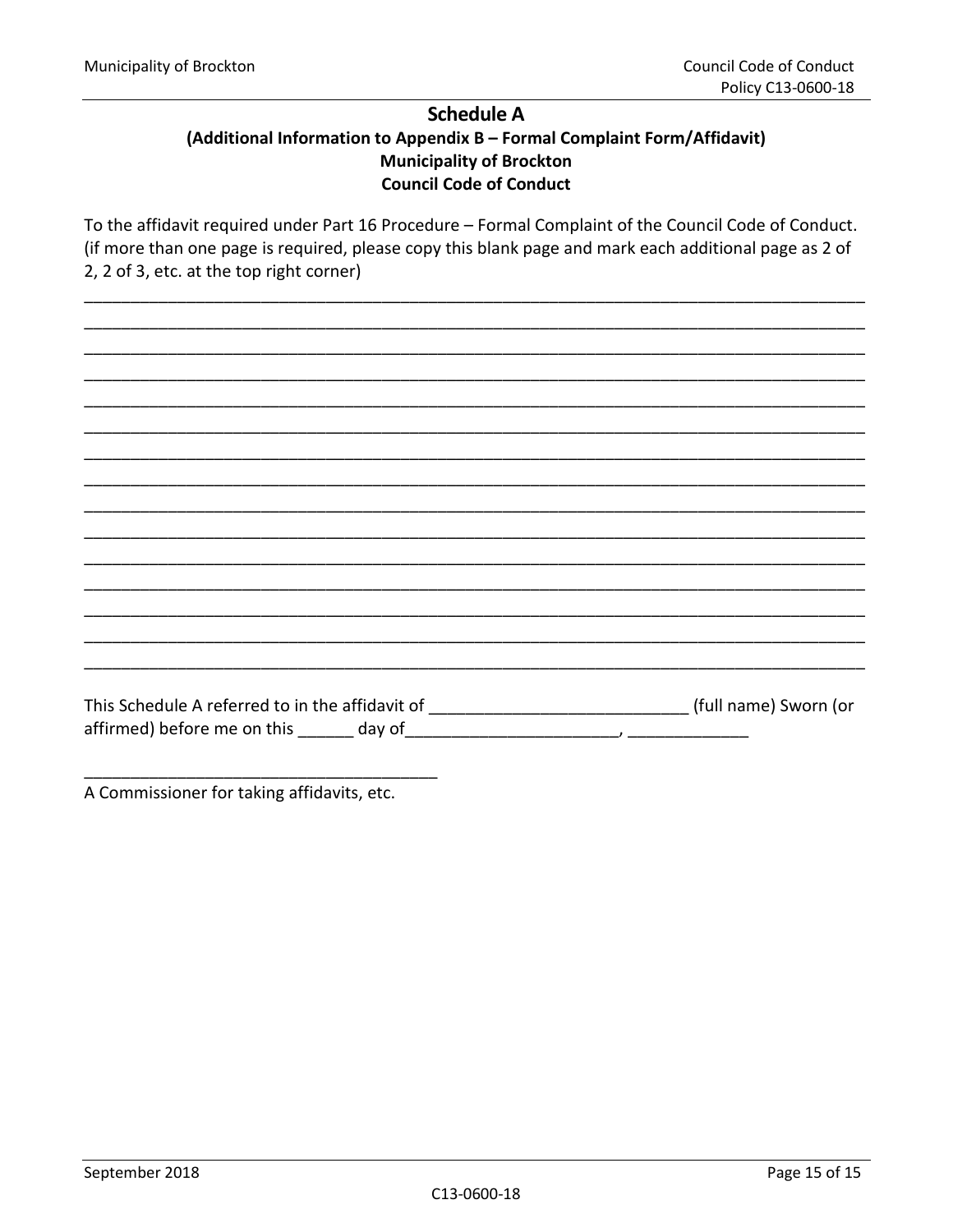## Schedule A

**(Additional Information to Appendix B – Formal Complaint Form/Affidavit)**
**Municipality of Brockton**
**Council Code of Conduct**

To the affidavit required under Part 16 Procedure – Formal Complaint of the Council Code of Conduct. (if more than one page is required, please copy this blank page and mark each additional page as 2 of 2, 2 of 3, etc. at the top right corner)

_______________________________________________________________________________________
_______________________________________________________________________________________
_______________________________________________________________________________________
_______________________________________________________________________________________
_______________________________________________________________________________________
_______________________________________________________________________________________
_______________________________________________________________________________________
_______________________________________________________________________________________
_______________________________________________________________________________________
_______________________________________________________________________________________
_______________________________________________________________________________________
_______________________________________________________________________________________
_______________________________________________________________________________________
_______________________________________________________________________________________
_______________________________________________________________________________________

This Schedule A referred to in the affidavit of ____________________________ (full name) Sworn (or affirmed) before me on this ______ day of_______________________, _____________

_______________________________________
A Commissioner for taking affidavits, etc.